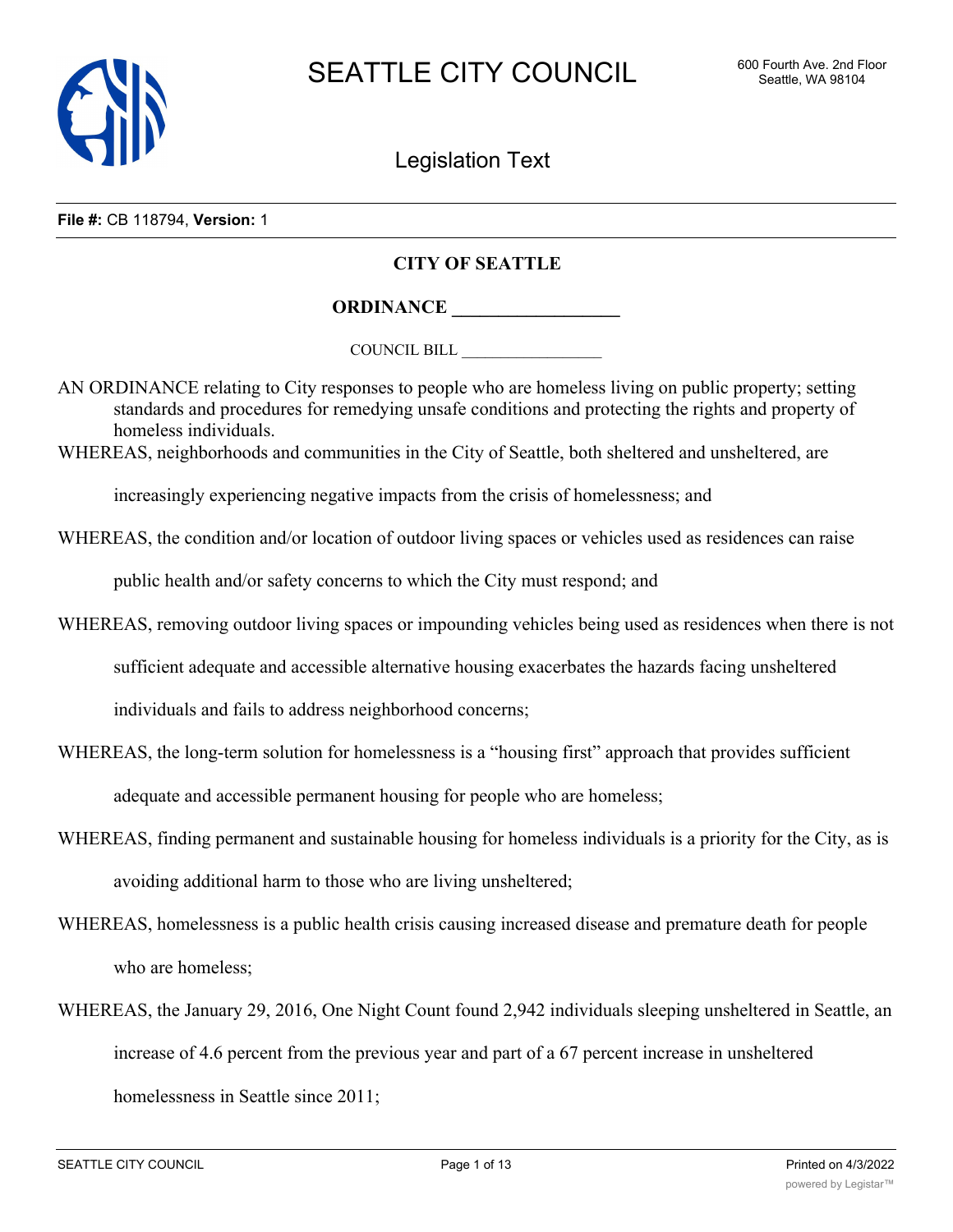File #: CB 118794, Version: 1

# CITY OF SEATTLE

## ORDINANCE __________________

COUNCIL BILL __________________

AN ORDINANCE relating to City responses to people who are homeless living on public property; setting standards and procedures for remedying unsafe conditions and protecting the rights and property of homeless individuals.

WHEREAS, neighborhoods and communities in the City of Seattle, both sheltered and unsheltered, are increasingly experiencing negative impacts from the crisis of homelessness; and

WHEREAS, the condition and/or location of outdoor living spaces or vehicles used as residences can raise public health and/or safety concerns to which the City must respond; and

WHEREAS, removing outdoor living spaces or impounding vehicles being used as residences when there is not sufficient adequate and accessible alternative housing exacerbates the hazards facing unsheltered individuals and fails to address neighborhood concerns;

WHEREAS, the long-term solution for homelessness is a "housing first" approach that provides sufficient adequate and accessible permanent housing for people who are homeless;

WHEREAS, finding permanent and sustainable housing for homeless individuals is a priority for the City, as is avoiding additional harm to those who are living unsheltered;

WHEREAS, homelessness is a public health crisis causing increased disease and premature death for people who are homeless;

WHEREAS, the January 29, 2016, One Night Count found 2,942 individuals sleeping unsheltered in Seattle, an increase of 4.6 percent from the previous year and part of a 67 percent increase in unsheltered homelessness in Seattle since 2011;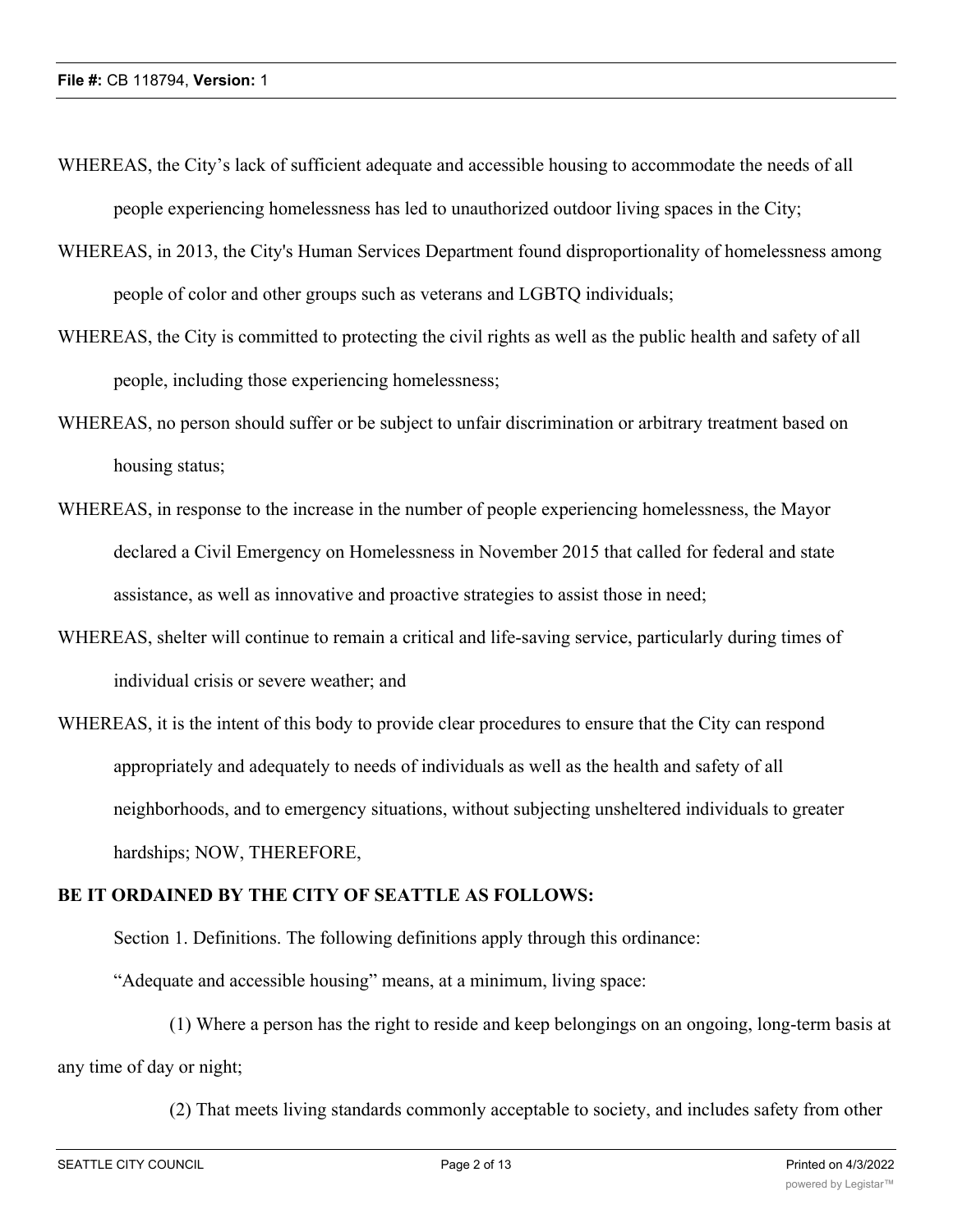WHEREAS, the City's lack of sufficient adequate and accessible housing to accommodate the needs of all people experiencing homelessness has led to unauthorized outdoor living spaces in the City;

WHEREAS, in 2013, the City's Human Services Department found disproportionality of homelessness among people of color and other groups such as veterans and LGBTQ individuals;

WHEREAS, the City is committed to protecting the civil rights as well as the public health and safety of all people, including those experiencing homelessness;

WHEREAS, no person should suffer or be subject to unfair discrimination or arbitrary treatment based on housing status;

WHEREAS, in response to the increase in the number of people experiencing homelessness, the Mayor declared a Civil Emergency on Homelessness in November 2015 that called for federal and state assistance, as well as innovative and proactive strategies to assist those in need;

WHEREAS, shelter will continue to remain a critical and life-saving service, particularly during times of individual crisis or severe weather; and

WHEREAS, it is the intent of this body to provide clear procedures to ensure that the City can respond appropriately and adequately to needs of individuals as well as the health and safety of all neighborhoods, and to emergency situations, without subjecting unsheltered individuals to greater hardships; NOW, THEREFORE,

**BE IT ORDAINED BY THE CITY OF SEATTLE AS FOLLOWS:**

Section 1. Definitions. The following definitions apply through this ordinance:

"Adequate and accessible housing" means, at a minimum, living space:

(1) Where a person has the right to reside and keep belongings on an ongoing, long-term basis at any time of day or night;

(2) That meets living standards commonly acceptable to society, and includes safety from other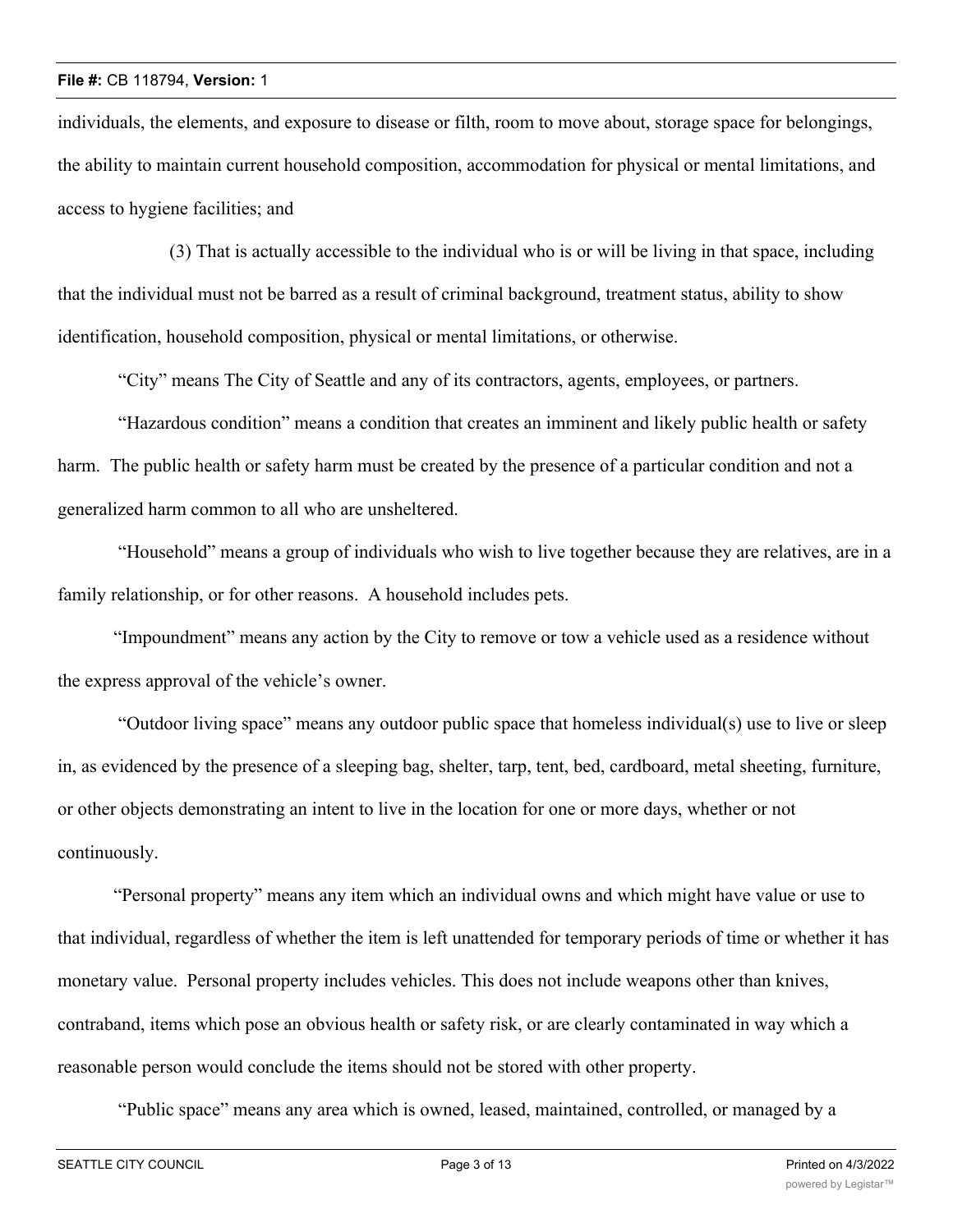individuals, the elements, and exposure to disease or filth, room to move about, storage space for belongings, the ability to maintain current household composition, accommodation for physical or mental limitations, and access to hygiene facilities; and

(3) That is actually accessible to the individual who is or will be living in that space, including that the individual must not be barred as a result of criminal background, treatment status, ability to show identification, household composition, physical or mental limitations, or otherwise.

"City" means The City of Seattle and any of its contractors, agents, employees, or partners.

"Hazardous condition" means a condition that creates an imminent and likely public health or safety harm. The public health or safety harm must be created by the presence of a particular condition and not a generalized harm common to all who are unsheltered.

"Household" means a group of individuals who wish to live together because they are relatives, are in a family relationship, or for other reasons. A household includes pets.

"Impoundment" means any action by the City to remove or tow a vehicle used as a residence without the express approval of the vehicle's owner.

"Outdoor living space" means any outdoor public space that homeless individual(s) use to live or sleep in, as evidenced by the presence of a sleeping bag, shelter, tarp, tent, bed, cardboard, metal sheeting, furniture, or other objects demonstrating an intent to live in the location for one or more days, whether or not continuously.

"Personal property" means any item which an individual owns and which might have value or use to that individual, regardless of whether the item is left unattended for temporary periods of time or whether it has monetary value. Personal property includes vehicles. This does not include weapons other than knives, contraband, items which pose an obvious health or safety risk, or are clearly contaminated in way which a reasonable person would conclude the items should not be stored with other property.

"Public space" means any area which is owned, leased, maintained, controlled, or managed by a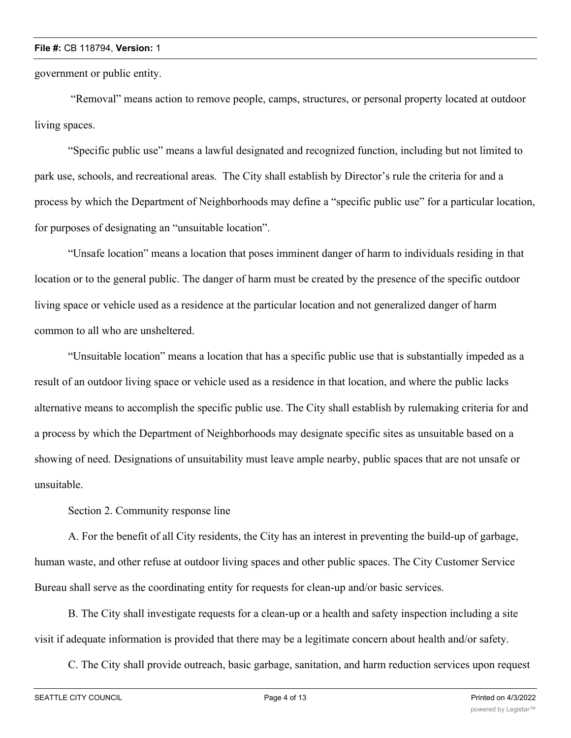government or public entity.

"Removal" means action to remove people, camps, structures, or personal property located at outdoor living spaces.

"Specific public use" means a lawful designated and recognized function, including but not limited to park use, schools, and recreational areas. The City shall establish by Director's rule the criteria for and a process by which the Department of Neighborhoods may define a "specific public use" for a particular location, for purposes of designating an "unsuitable location".

"Unsafe location" means a location that poses imminent danger of harm to individuals residing in that location or to the general public. The danger of harm must be created by the presence of the specific outdoor living space or vehicle used as a residence at the particular location and not generalized danger of harm common to all who are unsheltered.

"Unsuitable location" means a location that has a specific public use that is substantially impeded as a result of an outdoor living space or vehicle used as a residence in that location, and where the public lacks alternative means to accomplish the specific public use. The City shall establish by rulemaking criteria for and a process by which the Department of Neighborhoods may designate specific sites as unsuitable based on a showing of need. Designations of unsuitability must leave ample nearby, public spaces that are not unsafe or unsuitable.

Section 2. Community response line

A. For the benefit of all City residents, the City has an interest in preventing the build-up of garbage, human waste, and other refuse at outdoor living spaces and other public spaces. The City Customer Service Bureau shall serve as the coordinating entity for requests for clean-up and/or basic services.

B. The City shall investigate requests for a clean-up or a health and safety inspection including a site visit if adequate information is provided that there may be a legitimate concern about health and/or safety.

C. The City shall provide outreach, basic garbage, sanitation, and harm reduction services upon request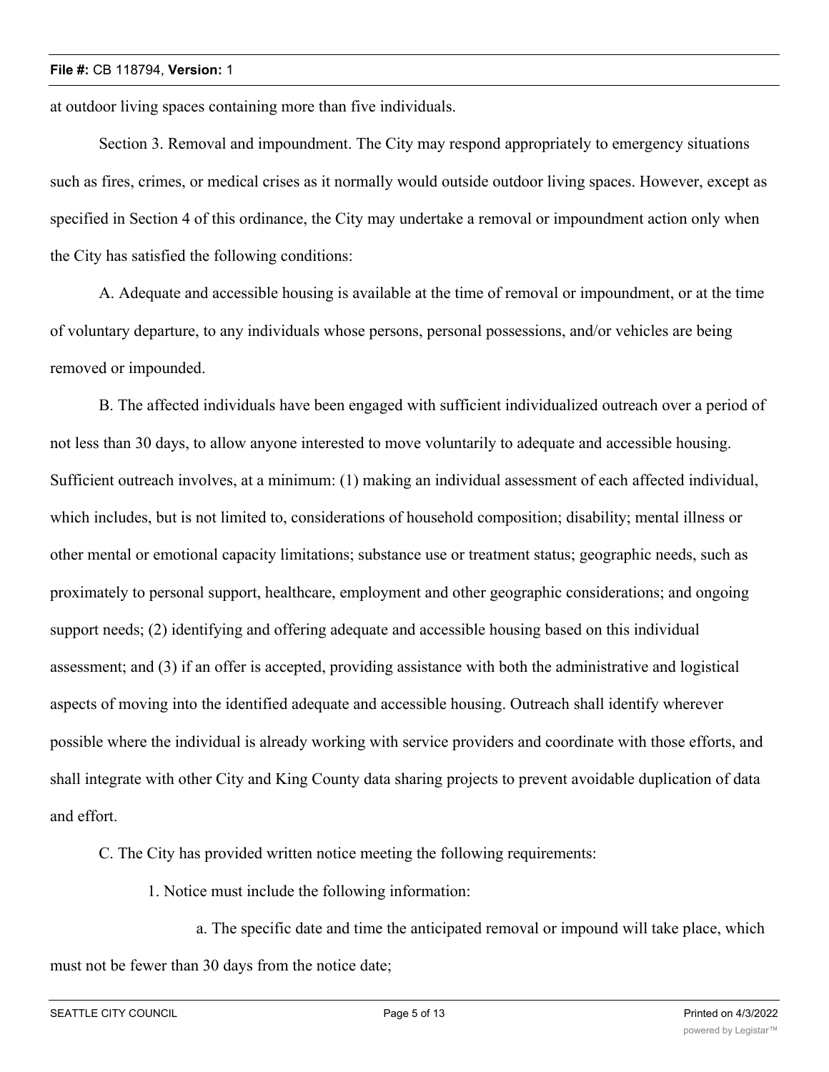at outdoor living spaces containing more than five individuals.

Section 3. Removal and impoundment. The City may respond appropriately to emergency situations such as fires, crimes, or medical crises as it normally would outside outdoor living spaces. However, except as specified in Section 4 of this ordinance, the City may undertake a removal or impoundment action only when the City has satisfied the following conditions:

A. Adequate and accessible housing is available at the time of removal or impoundment, or at the time of voluntary departure, to any individuals whose persons, personal possessions, and/or vehicles are being removed or impounded.

B. The affected individuals have been engaged with sufficient individualized outreach over a period of not less than 30 days, to allow anyone interested to move voluntarily to adequate and accessible housing. Sufficient outreach involves, at a minimum: (1) making an individual assessment of each affected individual, which includes, but is not limited to, considerations of household composition; disability; mental illness or other mental or emotional capacity limitations; substance use or treatment status; geographic needs, such as proximately to personal support, healthcare, employment and other geographic considerations; and ongoing support needs; (2) identifying and offering adequate and accessible housing based on this individual assessment; and (3) if an offer is accepted, providing assistance with both the administrative and logistical aspects of moving into the identified adequate and accessible housing. Outreach shall identify wherever possible where the individual is already working with service providers and coordinate with those efforts, and shall integrate with other City and King County data sharing projects to prevent avoidable duplication of data and effort.

C. The City has provided written notice meeting the following requirements:

1. Notice must include the following information:

a. The specific date and time the anticipated removal or impound will take place, which must not be fewer than 30 days from the notice date;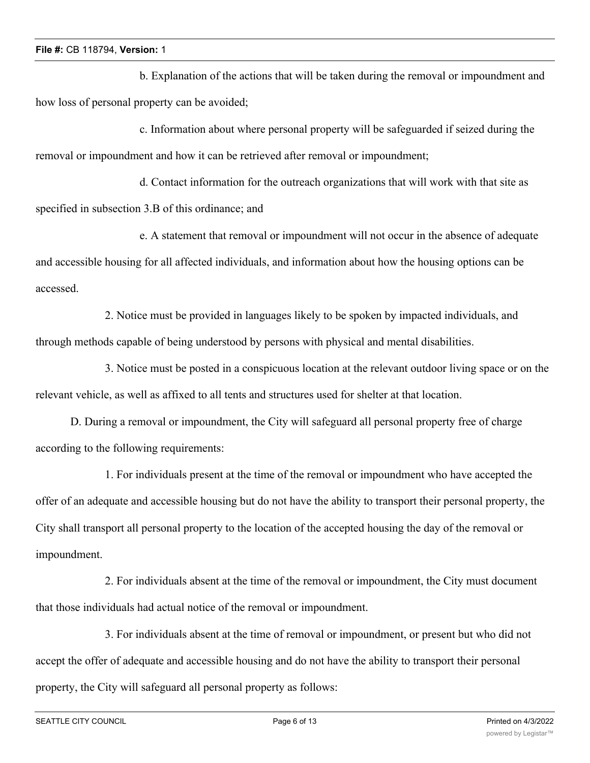b. Explanation of the actions that will be taken during the removal or impoundment and how loss of personal property can be avoided;

c. Information about where personal property will be safeguarded if seized during the removal or impoundment and how it can be retrieved after removal or impoundment;

d. Contact information for the outreach organizations that will work with that site as specified in subsection 3.B of this ordinance; and

e. A statement that removal or impoundment will not occur in the absence of adequate and accessible housing for all affected individuals, and information about how the housing options can be accessed.

2. Notice must be provided in languages likely to be spoken by impacted individuals, and through methods capable of being understood by persons with physical and mental disabilities.

3. Notice must be posted in a conspicuous location at the relevant outdoor living space or on the relevant vehicle, as well as affixed to all tents and structures used for shelter at that location.

D. During a removal or impoundment, the City will safeguard all personal property free of charge according to the following requirements:

1. For individuals present at the time of the removal or impoundment who have accepted the offer of an adequate and accessible housing but do not have the ability to transport their personal property, the City shall transport all personal property to the location of the accepted housing the day of the removal or impoundment.

2. For individuals absent at the time of the removal or impoundment, the City must document that those individuals had actual notice of the removal or impoundment.

3. For individuals absent at the time of removal or impoundment, or present but who did not accept the offer of adequate and accessible housing and do not have the ability to transport their personal property, the City will safeguard all personal property as follows: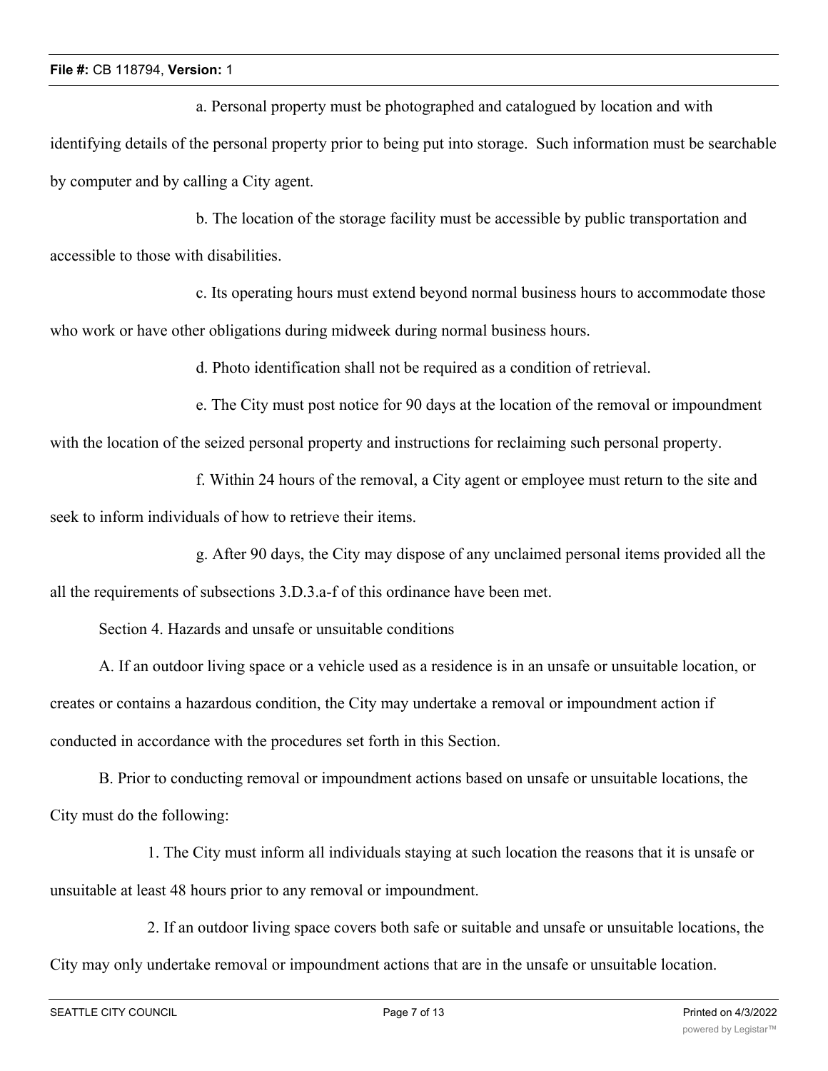a. Personal property must be photographed and catalogued by location and with identifying details of the personal property prior to being put into storage. Such information must be searchable by computer and by calling a City agent.

b. The location of the storage facility must be accessible by public transportation and accessible to those with disabilities.

c. Its operating hours must extend beyond normal business hours to accommodate those who work or have other obligations during midweek during normal business hours.

d. Photo identification shall not be required as a condition of retrieval.

e. The City must post notice for 90 days at the location of the removal or impoundment with the location of the seized personal property and instructions for reclaiming such personal property.

f. Within 24 hours of the removal, a City agent or employee must return to the site and seek to inform individuals of how to retrieve their items.

g. After 90 days, the City may dispose of any unclaimed personal items provided all the all the requirements of subsections 3.D.3.a-f of this ordinance have been met.

Section 4. Hazards and unsafe or unsuitable conditions

A. If an outdoor living space or a vehicle used as a residence is in an unsafe or unsuitable location, or creates or contains a hazardous condition, the City may undertake a removal or impoundment action if conducted in accordance with the procedures set forth in this Section.

B. Prior to conducting removal or impoundment actions based on unsafe or unsuitable locations, the City must do the following:

1. The City must inform all individuals staying at such location the reasons that it is unsafe or unsuitable at least 48 hours prior to any removal or impoundment.

2. If an outdoor living space covers both safe or suitable and unsafe or unsuitable locations, the City may only undertake removal or impoundment actions that are in the unsafe or unsuitable location.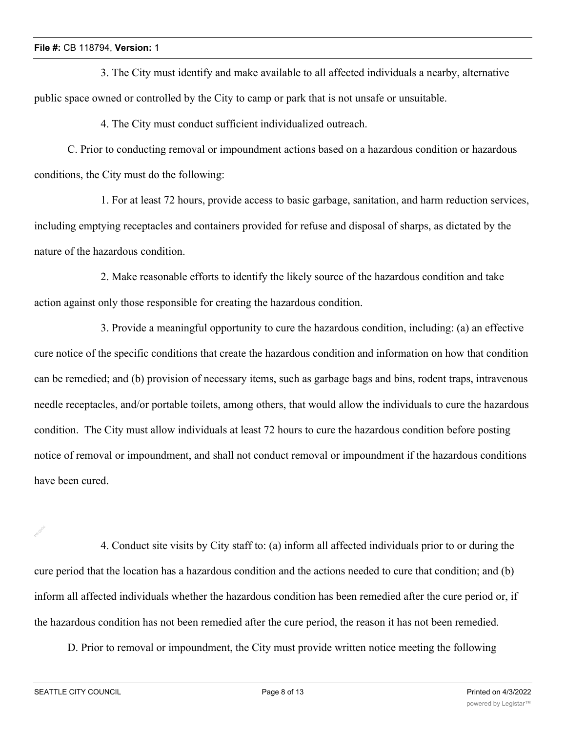3. The City must identify and make available to all affected individuals a nearby, alternative public space owned or controlled by the City to camp or park that is not unsafe or unsuitable.

4. The City must conduct sufficient individualized outreach.

C. Prior to conducting removal or impoundment actions based on a hazardous condition or hazardous conditions, the City must do the following:

1. For at least 72 hours, provide access to basic garbage, sanitation, and harm reduction services, including emptying receptacles and containers provided for refuse and disposal of sharps, as dictated by the nature of the hazardous condition.

2. Make reasonable efforts to identify the likely source of the hazardous condition and take action against only those responsible for creating the hazardous condition.

3. Provide a meaningful opportunity to cure the hazardous condition, including: (a) an effective cure notice of the specific conditions that create the hazardous condition and information on how that condition can be remedied; and (b) provision of necessary items, such as garbage bags and bins, rodent traps, intravenous needle receptacles, and/or portable toilets, among others, that would allow the individuals to cure the hazardous condition. The City must allow individuals at least 72 hours to cure the hazardous condition before posting notice of removal or impoundment, and shall not conduct removal or impoundment if the hazardous conditions have been cured.

4. Conduct site visits by City staff to: (a) inform all affected individuals prior to or during the cure period that the location has a hazardous condition and the actions needed to cure that condition; and (b) inform all affected individuals whether the hazardous condition has been remedied after the cure period or, if the hazardous condition has not been remedied after the cure period, the reason it has not been remedied.

D. Prior to removal or impoundment, the City must provide written notice meeting the following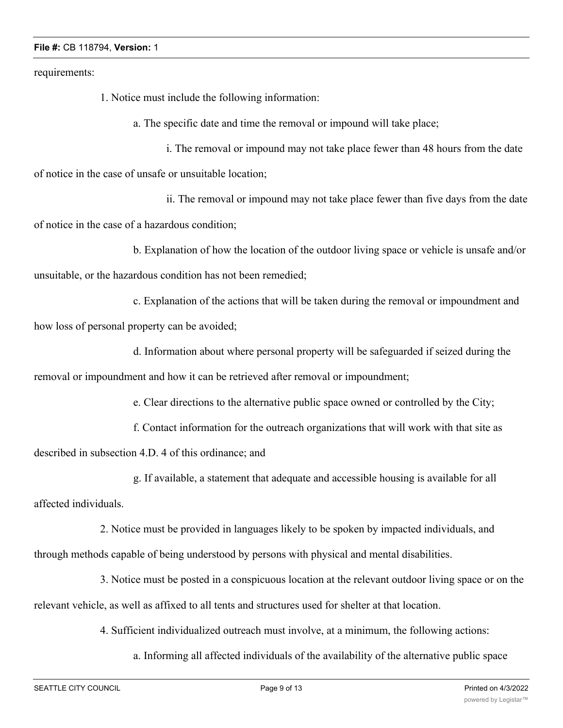requirements:

1. Notice must include the following information:

a. The specific date and time the removal or impound will take place;

i. The removal or impound may not take place fewer than 48 hours from the date of notice in the case of unsafe or unsuitable location;

ii. The removal or impound may not take place fewer than five days from the date of notice in the case of a hazardous condition;

b. Explanation of how the location of the outdoor living space or vehicle is unsafe and/or unsuitable, or the hazardous condition has not been remedied;

c. Explanation of the actions that will be taken during the removal or impoundment and how loss of personal property can be avoided;

d. Information about where personal property will be safeguarded if seized during the removal or impoundment and how it can be retrieved after removal or impoundment;

e. Clear directions to the alternative public space owned or controlled by the City;

f. Contact information for the outreach organizations that will work with that site as described in subsection 4.D. 4 of this ordinance; and

g. If available, a statement that adequate and accessible housing is available for all affected individuals.

2. Notice must be provided in languages likely to be spoken by impacted individuals, and through methods capable of being understood by persons with physical and mental disabilities.

3. Notice must be posted in a conspicuous location at the relevant outdoor living space or on the relevant vehicle, as well as affixed to all tents and structures used for shelter at that location.

4. Sufficient individualized outreach must involve, at a minimum, the following actions:

a. Informing all affected individuals of the availability of the alternative public space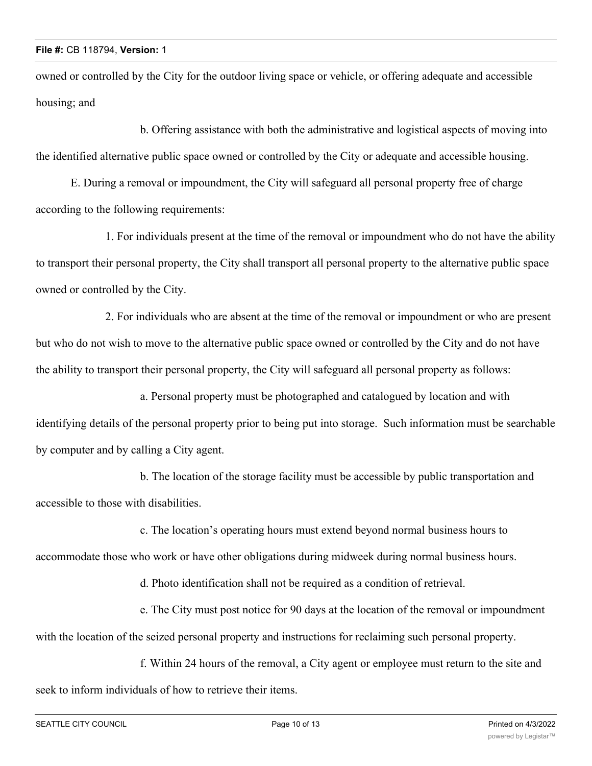owned or controlled by the City for the outdoor living space or vehicle, or offering adequate and accessible housing; and

b. Offering assistance with both the administrative and logistical aspects of moving into the identified alternative public space owned or controlled by the City or adequate and accessible housing.

E. During a removal or impoundment, the City will safeguard all personal property free of charge according to the following requirements:

1. For individuals present at the time of the removal or impoundment who do not have the ability to transport their personal property, the City shall transport all personal property to the alternative public space owned or controlled by the City.

2. For individuals who are absent at the time of the removal or impoundment or who are present but who do not wish to move to the alternative public space owned or controlled by the City and do not have the ability to transport their personal property, the City will safeguard all personal property as follows:

a. Personal property must be photographed and catalogued by location and with identifying details of the personal property prior to being put into storage. Such information must be searchable by computer and by calling a City agent.

b. The location of the storage facility must be accessible by public transportation and accessible to those with disabilities.

c. The location's operating hours must extend beyond normal business hours to accommodate those who work or have other obligations during midweek during normal business hours.

d. Photo identification shall not be required as a condition of retrieval.

e. The City must post notice for 90 days at the location of the removal or impoundment with the location of the seized personal property and instructions for reclaiming such personal property.

f. Within 24 hours of the removal, a City agent or employee must return to the site and seek to inform individuals of how to retrieve their items.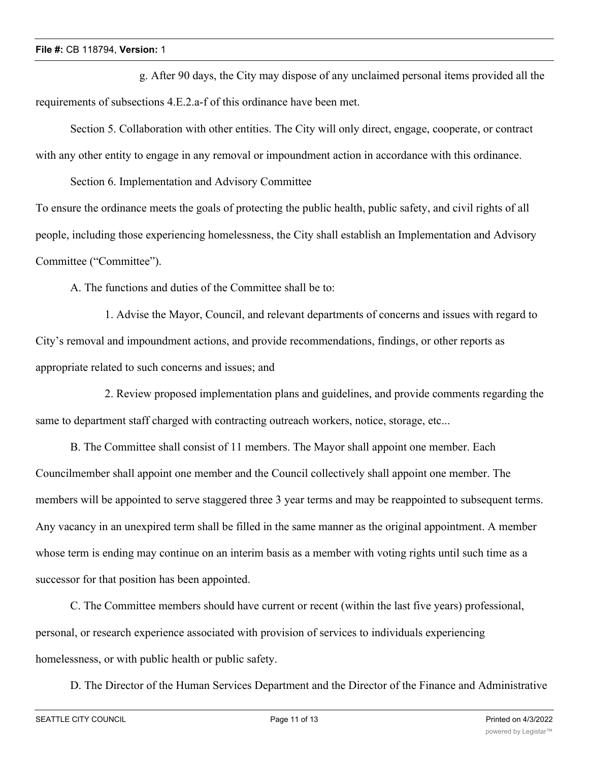g. After 90 days, the City may dispose of any unclaimed personal items provided all the requirements of subsections 4.E.2.a-f of this ordinance have been met.

Section 5. Collaboration with other entities. The City will only direct, engage, cooperate, or contract with any other entity to engage in any removal or impoundment action in accordance with this ordinance.

Section 6. Implementation and Advisory Committee

To ensure the ordinance meets the goals of protecting the public health, public safety, and civil rights of all people, including those experiencing homelessness, the City shall establish an Implementation and Advisory Committee ("Committee").

A. The functions and duties of the Committee shall be to:

1. Advise the Mayor, Council, and relevant departments of concerns and issues with regard to City's removal and impoundment actions, and provide recommendations, findings, or other reports as appropriate related to such concerns and issues; and

2. Review proposed implementation plans and guidelines, and provide comments regarding the same to department staff charged with contracting outreach workers, notice, storage, etc...

B. The Committee shall consist of 11 members. The Mayor shall appoint one member. Each Councilmember shall appoint one member and the Council collectively shall appoint one member. The members will be appointed to serve staggered three 3 year terms and may be reappointed to subsequent terms. Any vacancy in an unexpired term shall be filled in the same manner as the original appointment. A member whose term is ending may continue on an interim basis as a member with voting rights until such time as a successor for that position has been appointed.

C. The Committee members should have current or recent (within the last five years) professional, personal, or research experience associated with provision of services to individuals experiencing homelessness, or with public health or public safety.

D. The Director of the Human Services Department and the Director of the Finance and Administrative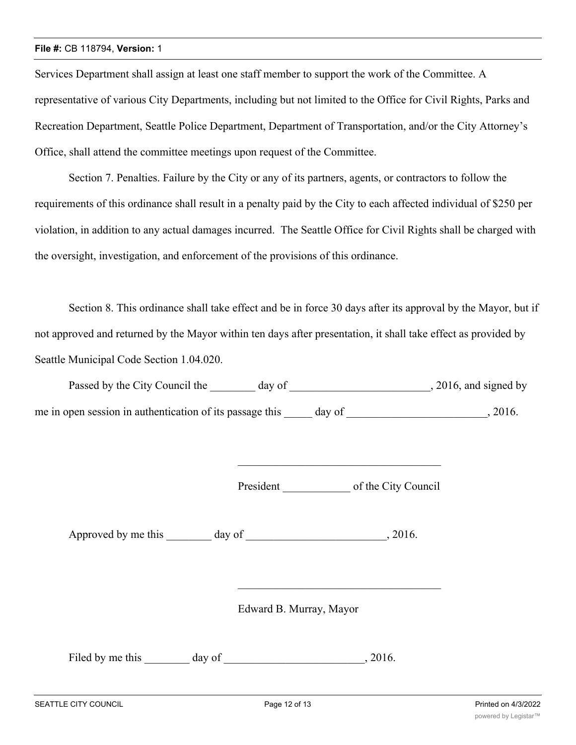Services Department shall assign at least one staff member to support the work of the Committee. A representative of various City Departments, including but not limited to the Office for Civil Rights, Parks and Recreation Department, Seattle Police Department, Department of Transportation, and/or the City Attorney's Office, shall attend the committee meetings upon request of the Committee.

Section 7. Penalties. Failure by the City or any of its partners, agents, or contractors to follow the requirements of this ordinance shall result in a penalty paid by the City to each affected individual of $250 per violation, in addition to any actual damages incurred. The Seattle Office for Civil Rights shall be charged with the oversight, investigation, and enforcement of the provisions of this ordinance.

Section 8. This ordinance shall take effect and be in force 30 days after its approval by the Mayor, but if not approved and returned by the Mayor within ten days after presentation, it shall take effect as provided by Seattle Municipal Code Section 1.04.020.

Passed by the City Council the ________ day of _________________________, 2016, and signed by me in open session in authentication of its passage this _____ day of _________________________, 2016.

_____________________________________

President ____________ of the City Council

Approved by me this ________ day of _________________________, 2016.

_____________________________________

Edward B. Murray, Mayor

Filed by me this ________ day of _________________________, 2016.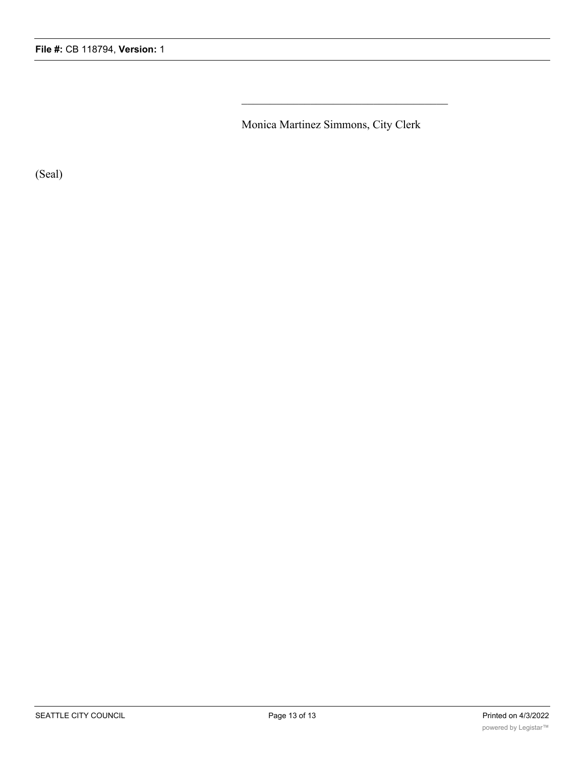\_\_\_\_\_\_\_\_\_\_\_\_\_\_\_\_\_\_\_\_\_\_\_\_\_\_\_\_\_\_\_\_\_\_\_\_\_\_\_

Monica Martinez Simmons, City Clerk

(Seal)